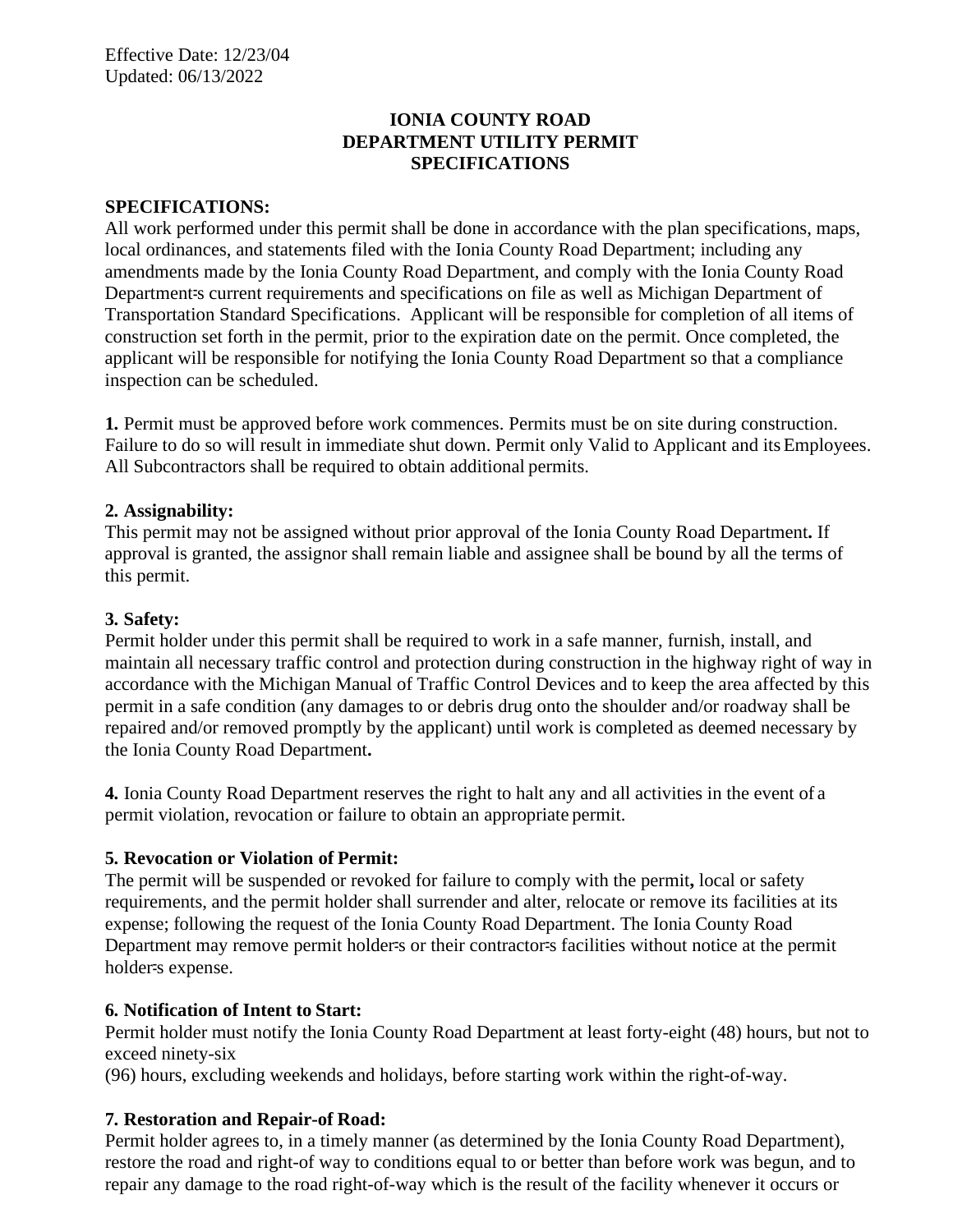Effective Date: 12/23/04
Updated: 06/13/2022

# IONIA COUNTY ROAD DEPARTMENT UTILITY PERMIT SPECIFICATIONS

**SPECIFICATIONS:**
All work performed under this permit shall be done in accordance with the plan specifications, maps, local ordinances, and statements filed with the Ionia County Road Department; including any amendments made by the Ionia County Road Department, and comply with the Ionia County Road Department=s current requirements and specifications on file as well as Michigan Department of Transportation Standard Specifications. Applicant will be responsible for completion of all items of construction set forth in the permit, prior to the expiration date on the permit. Once completed, the applicant will be responsible for notifying the Ionia County Road Department so that a compliance inspection can be scheduled.

**1.** Permit must be approved before work commences. Permits must be on site during construction. Failure to do so will result in immediate shut down. Permit only Valid to Applicant and its Employees. All Subcontractors shall be required to obtain additional permits.

**2. Assignability:**
This permit may not be assigned without prior approval of the Ionia County Road Department**.** If approval is granted, the assignor shall remain liable and assignee shall be bound by all the terms of this permit.

**3. Safety:**
Permit holder under this permit shall be required to work in a safe manner, furnish, install, and maintain all necessary traffic control and protection during construction in the highway right of way in accordance with the Michigan Manual of Traffic Control Devices and to keep the area affected by this permit in a safe condition (any damages to or debris drug onto the shoulder and/or roadway shall be repaired and/or removed promptly by the applicant) until work is completed as deemed necessary by the Ionia County Road Department**.**

**4.** Ionia County Road Department reserves the right to halt any and all activities in the event of a permit violation, revocation or failure to obtain an appropriate permit.

**5. Revocation or Violation of Permit:**
The permit will be suspended or revoked for failure to comply with the permit**,** local or safety requirements, and the permit holder shall surrender and alter, relocate or remove its facilities at its expense; following the request of the Ionia County Road Department. The Ionia County Road Department may remove permit holder=s or their contractor=s facilities without notice at the permit holder=s expense.

**6. Notification of Intent to Start:**
Permit holder must notify the Ionia County Road Department at least forty-eight (48) hours, but not to exceed ninety-six
(96) hours, excluding weekends and holidays, before starting work within the right-of-way.

**7. Restoration and Repair-of Road:**
Permit holder agrees to, in a timely manner (as determined by the Ionia County Road Department), restore the road and right-of way to conditions equal to or better than before work was begun, and to repair any damage to the road right-of-way which is the result of the facility whenever it occurs or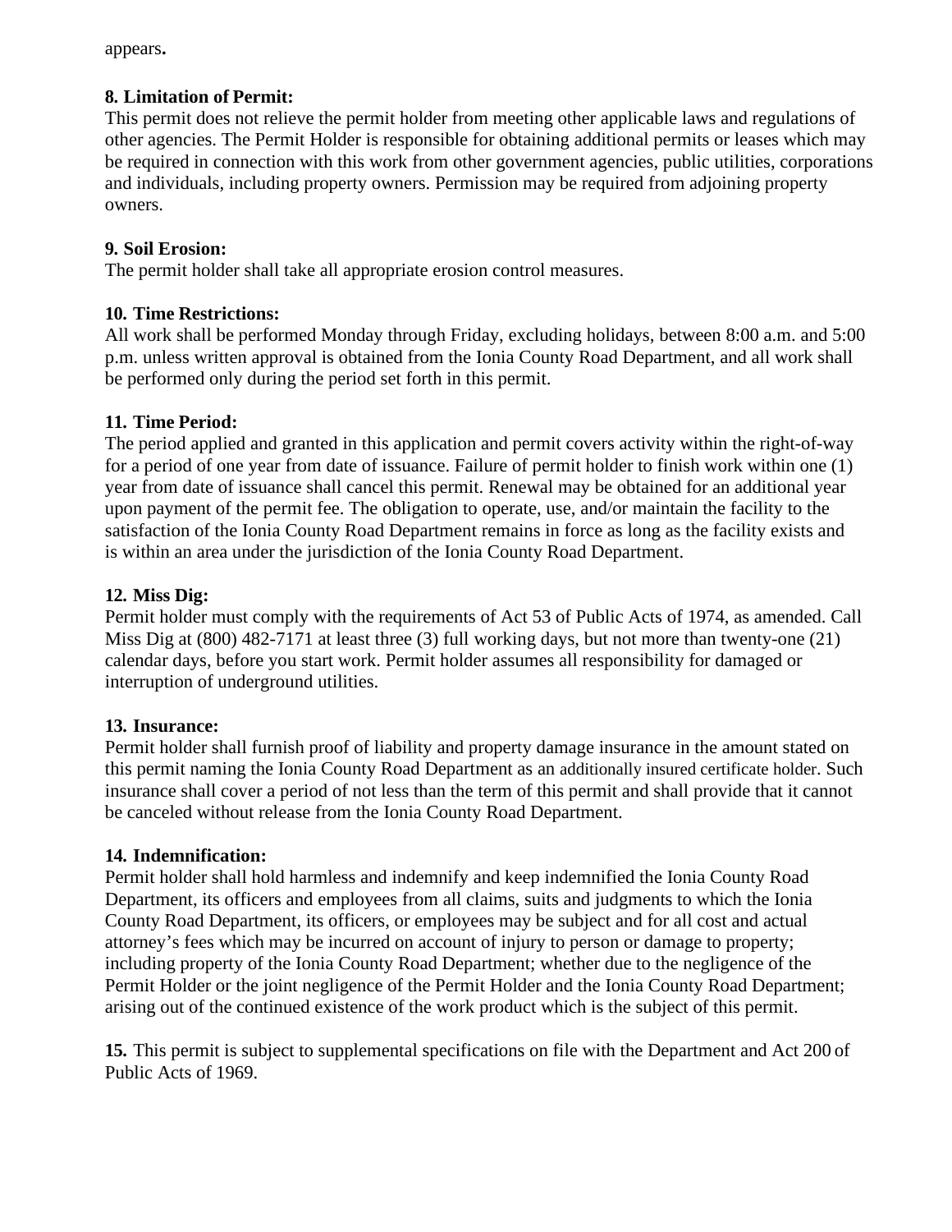appears**.**

**8. Limitation of Permit:**
This permit does not relieve the permit holder from meeting other applicable laws and regulations of other agencies. The Permit Holder is responsible for obtaining additional permits or leases which may be required in connection with this work from other government agencies, public utilities, corporations and individuals, including property owners. Permission may be required from adjoining property owners.

**9. Soil Erosion:**
The permit holder shall take all appropriate erosion control measures.

**10. Time Restrictions:**
All work shall be performed Monday through Friday, excluding holidays, between 8:00 a.m. and 5:00 p.m. unless written approval is obtained from the Ionia County Road Department, and all work shall be performed only during the period set forth in this permit.

**11. Time Period:**
The period applied and granted in this application and permit covers activity within the right-of-way for a period of one year from date of issuance. Failure of permit holder to finish work within one (1) year from date of issuance shall cancel this permit. Renewal may be obtained for an additional year upon payment of the permit fee. The obligation to operate, use, and/or maintain the facility to the satisfaction of the Ionia County Road Department remains in force as long as the facility exists and is within an area under the jurisdiction of the Ionia County Road Department.

**12. Miss Dig:**
Permit holder must comply with the requirements of Act 53 of Public Acts of 1974, as amended. Call Miss Dig at (800) 482-7171 at least three (3) full working days, but not more than twenty-one (21) calendar days, before you start work. Permit holder assumes all responsibility for damaged or interruption of underground utilities.

**13. Insurance:**
Permit holder shall furnish proof of liability and property damage insurance in the amount stated on this permit naming the Ionia County Road Department as an additionally insured certificate holder. Such insurance shall cover a period of not less than the term of this permit and shall provide that it cannot be canceled without release from the Ionia County Road Department.

**14. Indemnification:**
Permit holder shall hold harmless and indemnify and keep indemnified the Ionia County Road Department, its officers and employees from all claims, suits and judgments to which the Ionia County Road Department, its officers, or employees may be subject and for all cost and actual attorney's fees which may be incurred on account of injury to person or damage to property; including property of the Ionia County Road Department; whether due to the negligence of the Permit Holder or the joint negligence of the Permit Holder and the Ionia County Road Department; arising out of the continued existence of the work product which is the subject of this permit.

**15.** This permit is subject to supplemental specifications on file with the Department and Act 200 of Public Acts of 1969.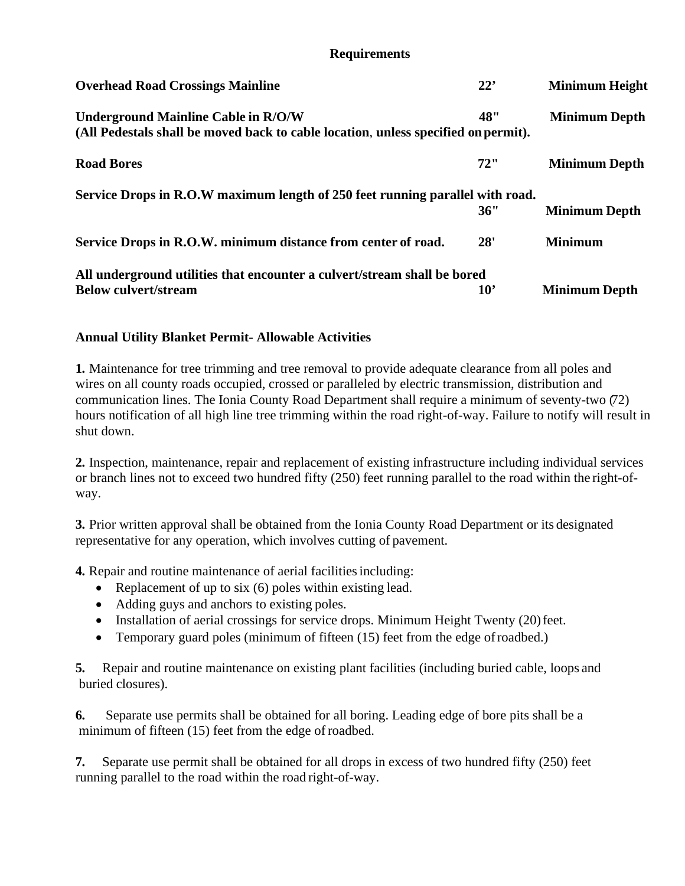## Requirements

| | | |
|---|---|---|
| **Overhead Road Crossings Mainline** | **22’** | **Minimum Height** |
| **Underground Mainline Cable in R/O/W** (All Pedestals shall be moved back to cable location, unless specified on permit). | **48"** | **Minimum Depth** |
| **Road Bores** | **72"** | **Minimum Depth** |
| **Service Drops in R.O.W maximum length of 250 feet running parallel with road.** | **36"** | **Minimum Depth** |
| **Service Drops in R.O.W. minimum distance from center of road.** | **28'** | **Minimum** |
| **All underground utilities that encounter a culvert/stream shall be bored Below culvert/stream** | **10’** | **Minimum Depth** |

## Annual Utility Blanket Permit- Allowable Activities

**1.** Maintenance for tree trimming and tree removal to provide adequate clearance from all poles and wires on all county roads occupied, crossed or paralleled by electric transmission, distribution and communication lines. The Ionia County Road Department shall require a minimum of seventy-two (72) hours notification of all high line tree trimming within the road right-of-way. Failure to notify will result in shut down.

**2.** Inspection, maintenance, repair and replacement of existing infrastructure including individual services or branch lines not to exceed two hundred fifty (250) feet running parallel to the road within the right-of-way.

**3.** Prior written approval shall be obtained from the Ionia County Road Department or its designated representative for any operation, which involves cutting of pavement.

**4.** Repair and routine maintenance of aerial facilities including:

- Replacement of up to six (6) poles within existing lead.
- Adding guys and anchors to existing poles.
- Installation of aerial crossings for service drops. Minimum Height Twenty (20) feet.
- Temporary guard poles (minimum of fifteen (15) feet from the edge of roadbed.)

**5.** Repair and routine maintenance on existing plant facilities (including buried cable, loops and buried closures).

**6.** Separate use permits shall be obtained for all boring. Leading edge of bore pits shall be a minimum of fifteen (15) feet from the edge of roadbed.

**7.** Separate use permit shall be obtained for all drops in excess of two hundred fifty (250) feet running parallel to the road within the road right-of-way.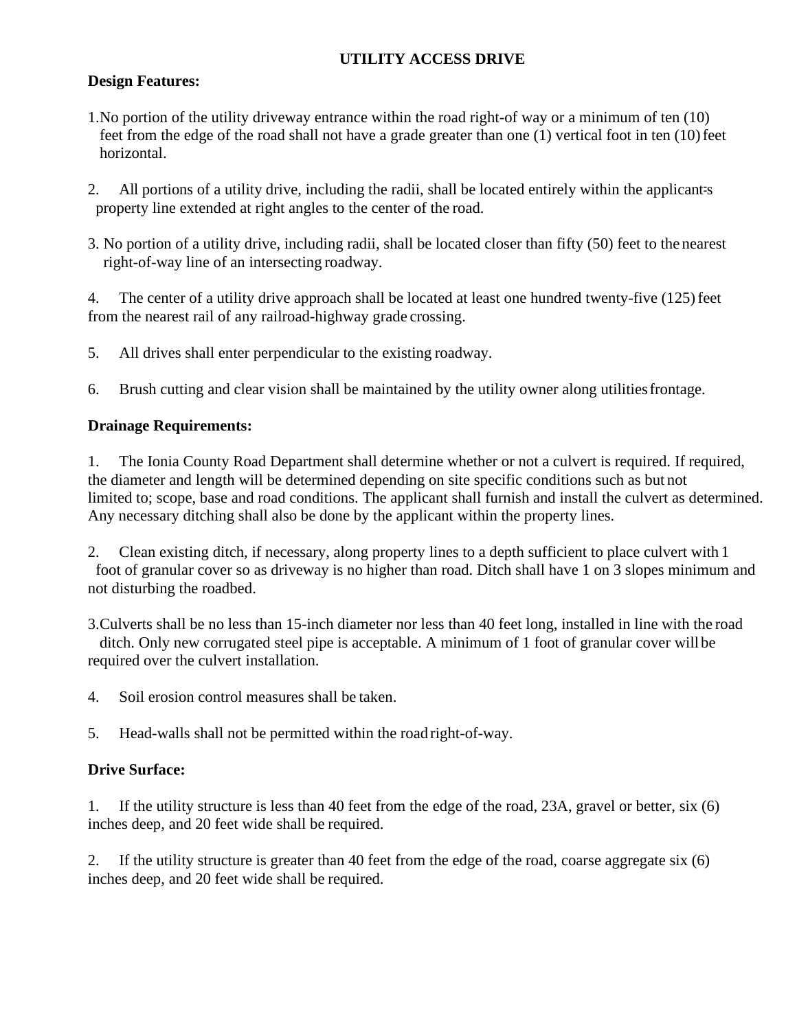# UTILITY ACCESS DRIVE

**Design Features:**

1. No portion of the utility driveway entrance within the road right-of way or a minimum of ten (10) feet from the edge of the road shall not have a grade greater than one (1) vertical foot in ten (10) feet horizontal.

2. All portions of a utility drive, including the radii, shall be located entirely within the applicant=s property line extended at right angles to the center of the road.

3. No portion of a utility drive, including radii, shall be located closer than fifty (50) feet to the nearest right-of-way line of an intersecting roadway.

4. The center of a utility drive approach shall be located at least one hundred twenty-five (125) feet from the nearest rail of any railroad-highway grade crossing.

5. All drives shall enter perpendicular to the existing roadway.

6. Brush cutting and clear vision shall be maintained by the utility owner along utilities frontage.

**Drainage Requirements:**

1. The Ionia County Road Department shall determine whether or not a culvert is required. If required, the diameter and length will be determined depending on site specific conditions such as but not limited to; scope, base and road conditions. The applicant shall furnish and install the culvert as determined. Any necessary ditching shall also be done by the applicant within the property lines.

2. Clean existing ditch, if necessary, along property lines to a depth sufficient to place culvert with 1 foot of granular cover so as driveway is no higher than road. Ditch shall have 1 on 3 slopes minimum and not disturbing the roadbed.

3. Culverts shall be no less than 15-inch diameter nor less than 40 feet long, installed in line with the road ditch. Only new corrugated steel pipe is acceptable. A minimum of 1 foot of granular cover will be required over the culvert installation.

4. Soil erosion control measures shall be taken.

5. Head-walls shall not be permitted within the road right-of-way.

**Drive Surface:**

1. If the utility structure is less than 40 feet from the edge of the road, 23A, gravel or better, six (6) inches deep, and 20 feet wide shall be required.

2. If the utility structure is greater than 40 feet from the edge of the road, coarse aggregate six (6) inches deep, and 20 feet wide shall be required.